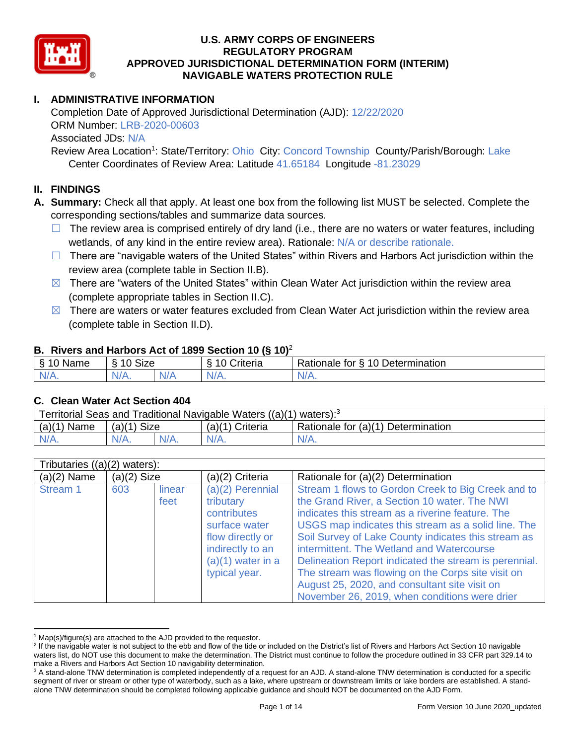# U.S. ARMY CORPS OF ENGINEERS
# REGULATORY PROGRAM
# APPROVED JURISDICTIONAL DETERMINATION FORM (INTERIM)
# NAVIGABLE WATERS PROTECTION RULE

## I. ADMINISTRATIVE INFORMATION

Completion Date of Approved Jurisdictional Determination (AJD): 12/22/2020
ORM Number: LRB-2020-00603
Associated JDs: N/A
Review Area Location[1]: State/Territory: Ohio City: Concord Township County/Parish/Borough: Lake
Center Coordinates of Review Area: Latitude 41.65184 Longitude -81.23029

## II. FINDINGS

**A. Summary:** Check all that apply. At least one box from the following list MUST be selected. Complete the corresponding sections/tables and summarize data sources.

- ☐ The review area is comprised entirely of dry land (i.e., there are no waters or water features, including wetlands, of any kind in the entire review area). Rationale: N/A or describe rationale.
- ☐ There are "navigable waters of the United States" within Rivers and Harbors Act jurisdiction within the review area (complete table in Section II.B).
- ☒ There are "waters of the United States" within Clean Water Act jurisdiction within the review area (complete appropriate tables in Section II.C).
- ☒ There are waters or water features excluded from Clean Water Act jurisdiction within the review area (complete table in Section II.D).

### B. Rivers and Harbors Act of 1899 Section 10 (§ 10)[2]

| § 10 Name | § 10 Size | | § 10 Criteria | Rationale for § 10 Determination |
|---|---|---|---|---|
| N/A. | N/A. | N/A | N/A. | N/A. |

### C. Clean Water Act Section 404

| Territorial Seas and Traditional Navigable Waters ((a)(1) waters):[3] | | | | |
|---|---|---|---|---|
| (a)(1) Name | (a)(1) Size | | (a)(1) Criteria | Rationale for (a)(1) Determination |
| N/A. | N/A. | N/A. | N/A. | N/A. |

| Tributaries ((a)(2) waters): | | | | |
|---|---|---|---|---|
| (a)(2) Name | (a)(2) Size | | (a)(2) Criteria | Rationale for (a)(2) Determination |
| Stream 1 | 603 | linear feet | (a)(2) Perennial tributary contributes surface water flow directly or indirectly to an (a)(1) water in a typical year. | Stream 1 flows to Gordon Creek to Big Creek and to the Grand River, a Section 10 water. The NWI indicates this stream as a riverine feature. The USGS map indicates this stream as a solid line. The Soil Survey of Lake County indicates this stream as intermittent. The Wetland and Watercourse Delineation Report indicated the stream is perennial. The stream was flowing on the Corps site visit on August 25, 2020, and consultant site visit on November 26, 2019, when conditions were drier |

---

[1] Map(s)/figure(s) are attached to the AJD provided to the requestor.
[2] If the navigable water is not subject to the ebb and flow of the tide or included on the District's list of Rivers and Harbors Act Section 10 navigable waters list, do NOT use this document to make the determination. The District must continue to follow the procedure outlined in 33 CFR part 329.14 to make a Rivers and Harbors Act Section 10 navigability determination.
[3] A stand-alone TNW determination is completed independently of a request for an AJD. A stand-alone TNW determination is conducted for a specific segment of river or stream or other type of waterbody, such as a lake, where upstream or downstream limits or lake borders are established. A stand-alone TNW determination should be completed following applicable guidance and should NOT be documented on the AJD Form.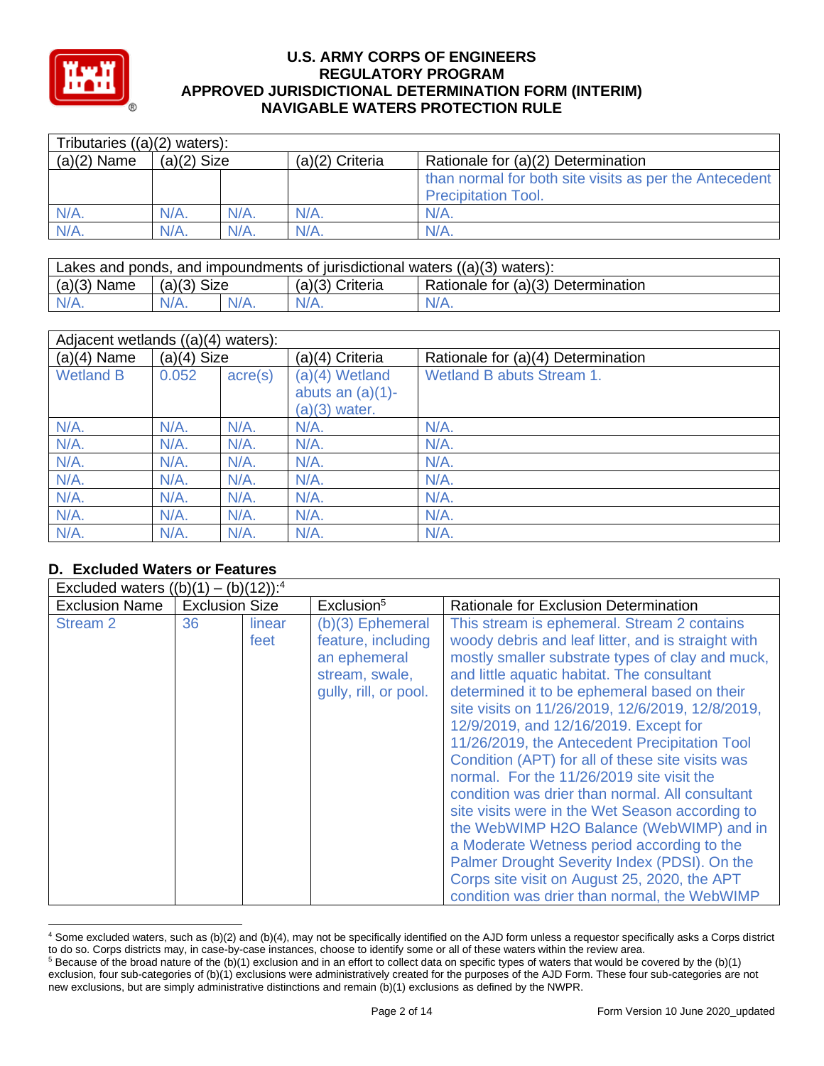| Tributaries ((a)(2) waters): | | | | |
|---|---|---|---|---|
| (a)(2) Name | (a)(2) Size | | (a)(2) Criteria | Rationale for (a)(2) Determination |
| | | | | than normal for both site visits as per the Antecedent Precipitation Tool. |
| N/A. | N/A. | N/A. | N/A. | N/A. |
| N/A. | N/A. | N/A. | N/A. | N/A. |

| Lakes and ponds, and impoundments of jurisdictional waters ((a)(3) waters): | | | | |
|---|---|---|---|---|
| (a)(3) Name | (a)(3) Size | | (a)(3) Criteria | Rationale for (a)(3) Determination |
| N/A. | N/A. | N/A. | N/A. | N/A. |

| Adjacent wetlands ((a)(4) waters): | | | | |
|---|---|---|---|---|
| (a)(4) Name | (a)(4) Size | | (a)(4) Criteria | Rationale for (a)(4) Determination |
| Wetland B | 0.052 | acre(s) | (a)(4) Wetland abuts an (a)(1)-(a)(3) water. | Wetland B abuts Stream 1. |
| N/A. | N/A. | N/A. | N/A. | N/A. |
| N/A. | N/A. | N/A. | N/A. | N/A. |
| N/A. | N/A. | N/A. | N/A. | N/A. |
| N/A. | N/A. | N/A. | N/A. | N/A. |
| N/A. | N/A. | N/A. | N/A. | N/A. |
| N/A. | N/A. | N/A. | N/A. | N/A. |
| N/A. | N/A. | N/A. | N/A. | N/A. |

### D. Excluded Waters or Features

| Excluded waters ((b)(1) – (b)(12)):[4] | | | | |
|---|---|---|---|---|
| Exclusion Name | Exclusion Size | | Exclusion[5] | Rationale for Exclusion Determination |
| Stream 2 | 36 | linear feet | (b)(3) Ephemeral feature, including an ephemeral stream, swale, gully, rill, or pool. | This stream is ephemeral. Stream 2 contains woody debris and leaf litter, and is straight with mostly smaller substrate types of clay and muck, and little aquatic habitat. The consultant determined it to be ephemeral based on their site visits on 11/26/2019, 12/6/2019, 12/8/2019, 12/9/2019, and 12/16/2019. Except for 11/26/2019, the Antecedent Precipitation Tool Condition (APT) for all of these site visits was normal. For the 11/26/2019 site visit the condition was drier than normal. All consultant site visits were in the Wet Season according to the WebWIMP H2O Balance (WebWIMP) and in a Moderate Wetness period according to the Palmer Drought Severity Index (PDSI). On the Corps site visit on August 25, 2020, the APT condition was drier than normal, the WebWIMP |

[4] Some excluded waters, such as (b)(2) and (b)(4), may not be specifically identified on the AJD form unless a requestor specifically asks a Corps district to do so. Corps districts may, in case-by-case instances, choose to identify some or all of these waters within the review area.

[5] Because of the broad nature of the (b)(1) exclusion and in an effort to collect data on specific types of waters that would be covered by the (b)(1) exclusion, four sub-categories of (b)(1) exclusions were administratively created for the purposes of the AJD Form. These four sub-categories are not new exclusions, but are simply administrative distinctions and remain (b)(1) exclusions as defined by the NWPR.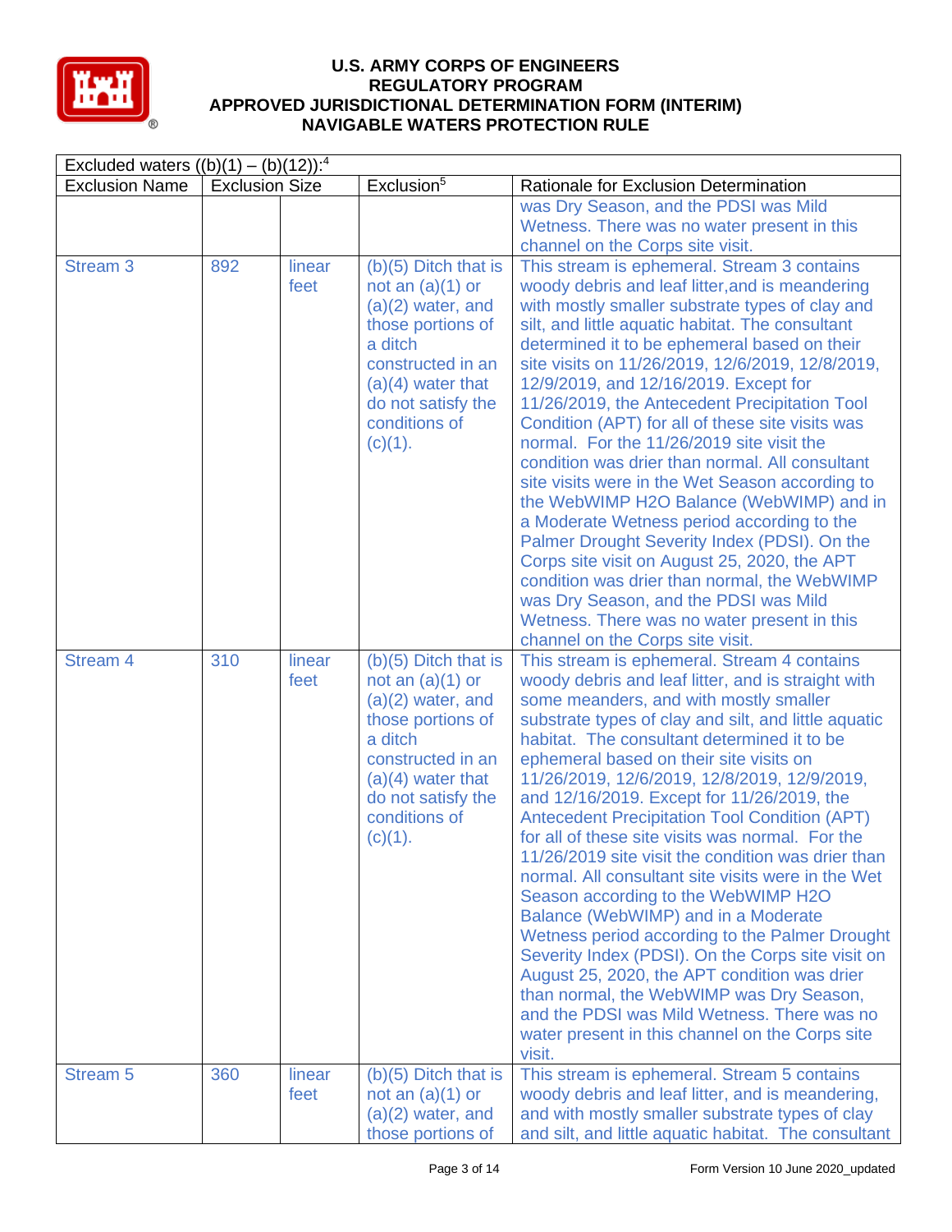| Excluded waters ((b)(1) – (b)(12)):[4] | | | | |
|---|---|---|---|---|
| Exclusion Name | Exclusion Size | | Exclusion[5] | Rationale for Exclusion Determination |
| | | | | was Dry Season, and the PDSI was Mild Wetness. There was no water present in this channel on the Corps site visit. |
| Stream 3 | 892 | linear feet | (b)(5) Ditch that is not an (a)(1) or (a)(2) water, and those portions of a ditch constructed in an (a)(4) water that do not satisfy the conditions of (c)(1). | This stream is ephemeral. Stream 3 contains woody debris and leaf litter,and is meandering with mostly smaller substrate types of clay and silt, and little aquatic habitat. The consultant determined it to be ephemeral based on their site visits on 11/26/2019, 12/6/2019, 12/8/2019, 12/9/2019, and 12/16/2019. Except for 11/26/2019, the Antecedent Precipitation Tool Condition (APT) for all of these site visits was normal. For the 11/26/2019 site visit the condition was drier than normal. All consultant site visits were in the Wet Season according to the WebWIMP H2O Balance (WebWIMP) and in a Moderate Wetness period according to the Palmer Drought Severity Index (PDSI). On the Corps site visit on August 25, 2020, the APT condition was drier than normal, the WebWIMP was Dry Season, and the PDSI was Mild Wetness. There was no water present in this channel on the Corps site visit. |
| Stream 4 | 310 | linear feet | (b)(5) Ditch that is not an (a)(1) or (a)(2) water, and those portions of a ditch constructed in an (a)(4) water that do not satisfy the conditions of (c)(1). | This stream is ephemeral. Stream 4 contains woody debris and leaf litter, and is straight with some meanders, and with mostly smaller substrate types of clay and silt, and little aquatic habitat. The consultant determined it to be ephemeral based on their site visits on 11/26/2019, 12/6/2019, 12/8/2019, 12/9/2019, and 12/16/2019. Except for 11/26/2019, the Antecedent Precipitation Tool Condition (APT) for all of these site visits was normal. For the 11/26/2019 site visit the condition was drier than normal. All consultant site visits were in the Wet Season according to the WebWIMP H2O Balance (WebWIMP) and in a Moderate Wetness period according to the Palmer Drought Severity Index (PDSI). On the Corps site visit on August 25, 2020, the APT condition was drier than normal, the WebWIMP was Dry Season, and the PDSI was Mild Wetness. There was no water present in this channel on the Corps site visit. |
| Stream 5 | 360 | linear feet | (b)(5) Ditch that is not an (a)(1) or (a)(2) water, and those portions of | This stream is ephemeral. Stream 5 contains woody debris and leaf litter, and is meandering, and with mostly smaller substrate types of clay and silt, and little aquatic habitat. The consultant |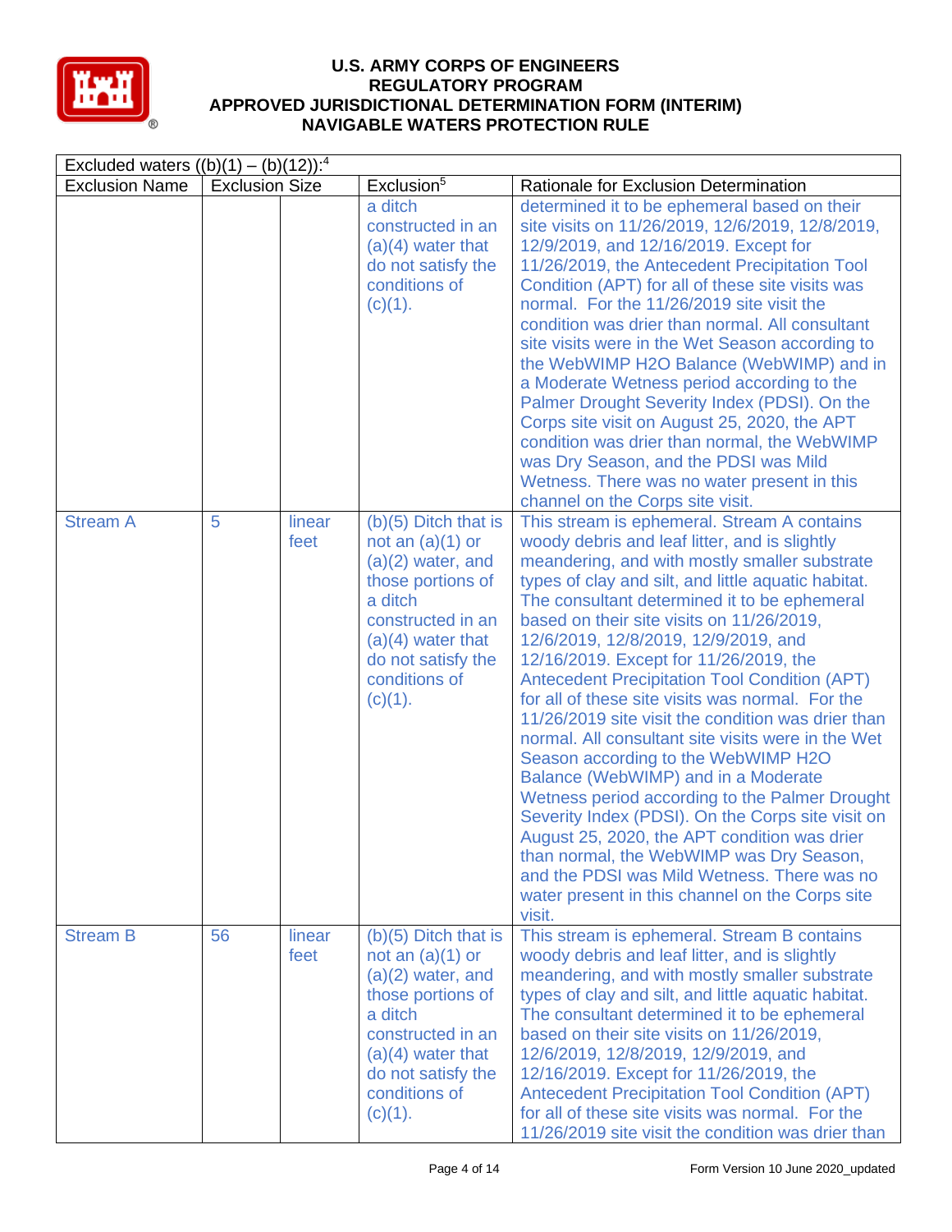| Excluded waters ((b)(1) – (b)(12)):[4] | | | | |
|---|---|---|---|---|
| Exclusion Name | Exclusion Size | | Exclusion[5] | Rationale for Exclusion Determination |
| | | | a ditch constructed in an (a)(4) water that do not satisfy the conditions of (c)(1). | determined it to be ephemeral based on their site visits on 11/26/2019, 12/6/2019, 12/8/2019, 12/9/2019, and 12/16/2019. Except for 11/26/2019, the Antecedent Precipitation Tool Condition (APT) for all of these site visits was normal. For the 11/26/2019 site visit the condition was drier than normal. All consultant site visits were in the Wet Season according to the WebWIMP H2O Balance (WebWIMP) and in a Moderate Wetness period according to the Palmer Drought Severity Index (PDSI). On the Corps site visit on August 25, 2020, the APT condition was drier than normal, the WebWIMP was Dry Season, and the PDSI was Mild Wetness. There was no water present in this channel on the Corps site visit. |
| Stream A | 5 | linear feet | (b)(5) Ditch that is not an (a)(1) or (a)(2) water, and those portions of a ditch constructed in an (a)(4) water that do not satisfy the conditions of (c)(1). | This stream is ephemeral. Stream A contains woody debris and leaf litter, and is slightly meandering, and with mostly smaller substrate types of clay and silt, and little aquatic habitat. The consultant determined it to be ephemeral based on their site visits on 11/26/2019, 12/6/2019, 12/8/2019, 12/9/2019, and 12/16/2019. Except for 11/26/2019, the Antecedent Precipitation Tool Condition (APT) for all of these site visits was normal. For the 11/26/2019 site visit the condition was drier than normal. All consultant site visits were in the Wet Season according to the WebWIMP H2O Balance (WebWIMP) and in a Moderate Wetness period according to the Palmer Drought Severity Index (PDSI). On the Corps site visit on August 25, 2020, the APT condition was drier than normal, the WebWIMP was Dry Season, and the PDSI was Mild Wetness. There was no water present in this channel on the Corps site visit. |
| Stream B | 56 | linear feet | (b)(5) Ditch that is not an (a)(1) or (a)(2) water, and those portions of a ditch constructed in an (a)(4) water that do not satisfy the conditions of (c)(1). | This stream is ephemeral. Stream B contains woody debris and leaf litter, and is slightly meandering, and with mostly smaller substrate types of clay and silt, and little aquatic habitat. The consultant determined it to be ephemeral based on their site visits on 11/26/2019, 12/6/2019, 12/8/2019, 12/9/2019, and 12/16/2019. Except for 11/26/2019, the Antecedent Precipitation Tool Condition (APT) for all of these site visits was normal. For the 11/26/2019 site visit the condition was drier than |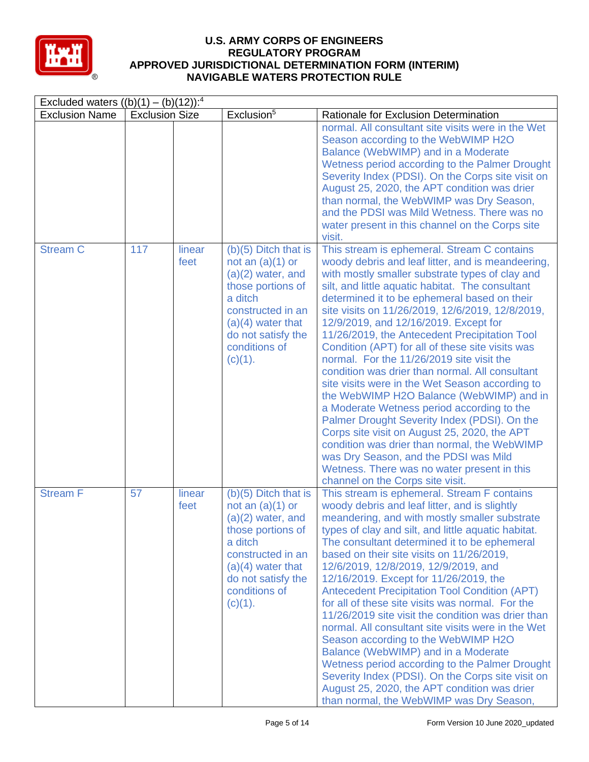# U.S. ARMY CORPS OF ENGINEERS
## REGULATORY PROGRAM
## APPROVED JURISDICTIONAL DETERMINATION FORM (INTERIM)
## NAVIGABLE WATERS PROTECTION RULE

| Excluded waters ((b)(1) – (b)(12)):[4] | | | | |
|---|---|---|---|---|
| Exclusion Name | Exclusion Size | | Exclusion[5] | Rationale for Exclusion Determination |
| | | | | normal. All consultant site visits were in the Wet Season according to the WebWIMP H2O Balance (WebWIMP) and in a Moderate Wetness period according to the Palmer Drought Severity Index (PDSI). On the Corps site visit on August 25, 2020, the APT condition was drier than normal, the WebWIMP was Dry Season, and the PDSI was Mild Wetness. There was no water present in this channel on the Corps site visit. |
| Stream C | 117 | linear feet | (b)(5) Ditch that is not an (a)(1) or (a)(2) water, and those portions of a ditch constructed in an (a)(4) water that do not satisfy the conditions of (c)(1). | This stream is ephemeral. Stream C contains woody debris and leaf litter, and is meandeering, with mostly smaller substrate types of clay and silt, and little aquatic habitat. The consultant determined it to be ephemeral based on their site visits on 11/26/2019, 12/6/2019, 12/8/2019, 12/9/2019, and 12/16/2019. Except for 11/26/2019, the Antecedent Precipitation Tool Condition (APT) for all of these site visits was normal. For the 11/26/2019 site visit the condition was drier than normal. All consultant site visits were in the Wet Season according to the WebWIMP H2O Balance (WebWIMP) and in a Moderate Wetness period according to the Palmer Drought Severity Index (PDSI). On the Corps site visit on August 25, 2020, the APT condition was drier than normal, the WebWIMP was Dry Season, and the PDSI was Mild Wetness. There was no water present in this channel on the Corps site visit. |
| Stream F | 57 | linear feet | (b)(5) Ditch that is not an (a)(1) or (a)(2) water, and those portions of a ditch constructed in an (a)(4) water that do not satisfy the conditions of (c)(1). | This stream is ephemeral. Stream F contains woody debris and leaf litter, and is slightly meandering, and with mostly smaller substrate types of clay and silt, and little aquatic habitat. The consultant determined it to be ephemeral based on their site visits on 11/26/2019, 12/6/2019, 12/8/2019, 12/9/2019, and 12/16/2019. Except for 11/26/2019, the Antecedent Precipitation Tool Condition (APT) for all of these site visits was normal. For the 11/26/2019 site visit the condition was drier than normal. All consultant site visits were in the Wet Season according to the WebWIMP H2O Balance (WebWIMP) and in a Moderate Wetness period according to the Palmer Drought Severity Index (PDSI). On the Corps site visit on August 25, 2020, the APT condition was drier than normal, the WebWIMP was Dry Season, |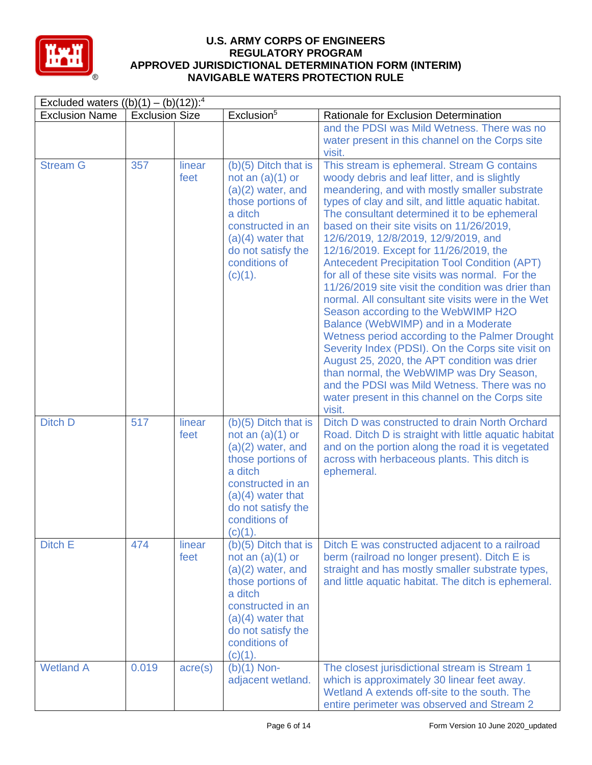# U.S. ARMY CORPS OF ENGINEERS
# REGULATORY PROGRAM
# APPROVED JURISDICTIONAL DETERMINATION FORM (INTERIM)
# NAVIGABLE WATERS PROTECTION RULE

| Excluded waters ((b)(1) – (b)(12)):[4] | | | | |
|---|---|---|---|---|
| Exclusion Name | Exclusion Size | | Exclusion[5] | Rationale for Exclusion Determination |
| | | | | and the PDSI was Mild Wetness. There was no water present in this channel on the Corps site visit. |
| Stream G | 357 | linear feet | (b)(5) Ditch that is not an (a)(1) or (a)(2) water, and those portions of a ditch constructed in an (a)(4) water that do not satisfy the conditions of (c)(1). | This stream is ephemeral. Stream G contains woody debris and leaf litter, and is slightly meandering, and with mostly smaller substrate types of clay and silt, and little aquatic habitat. The consultant determined it to be ephemeral based on their site visits on 11/26/2019, 12/6/2019, 12/8/2019, 12/9/2019, and 12/16/2019. Except for 11/26/2019, the Antecedent Precipitation Tool Condition (APT) for all of these site visits was normal. For the 11/26/2019 site visit the condition was drier than normal. All consultant site visits were in the Wet Season according to the WebWIMP H2O Balance (WebWIMP) and in a Moderate Wetness period according to the Palmer Drought Severity Index (PDSI). On the Corps site visit on August 25, 2020, the APT condition was drier than normal, the WebWIMP was Dry Season, and the PDSI was Mild Wetness. There was no water present in this channel on the Corps site visit. |
| Ditch D | 517 | linear feet | (b)(5) Ditch that is not an (a)(1) or (a)(2) water, and those portions of a ditch constructed in an (a)(4) water that do not satisfy the conditions of (c)(1). | Ditch D was constructed to drain North Orchard Road. Ditch D is straight with little aquatic habitat and on the portion along the road it is vegetated across with herbaceous plants. This ditch is ephemeral. |
| Ditch E | 474 | linear feet | (b)(5) Ditch that is not an (a)(1) or (a)(2) water, and those portions of a ditch constructed in an (a)(4) water that do not satisfy the conditions of (c)(1). | Ditch E was constructed adjacent to a railroad berm (railroad no longer present). Ditch E is straight and has mostly smaller substrate types, and little aquatic habitat. The ditch is ephemeral. |
| Wetland A | 0.019 | acre(s) | (b)(1) Non-adjacent wetland. | The closest jurisdictional stream is Stream 1 which is approximately 30 linear feet away. Wetland A extends off-site to the south. The entire perimeter was observed and Stream 2 |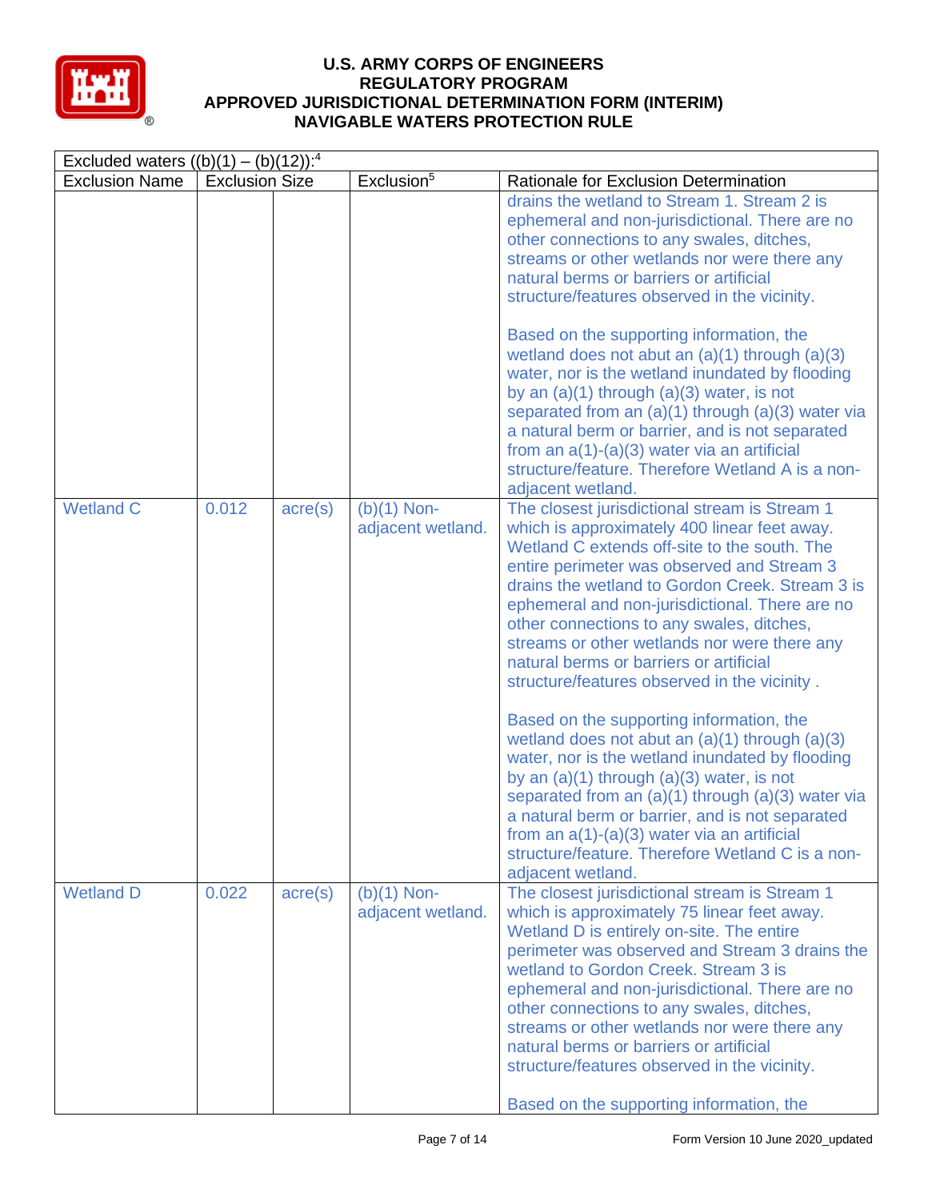| Excluded waters ((b)(1) – (b)(12)):[4] | | | | |
|---|---|---|---|---|
| Exclusion Name | Exclusion Size | | Exclusion[5] | Rationale for Exclusion Determination |
| | | | | drains the wetland to Stream 1. Stream 2 is ephemeral and non-jurisdictional. There are no other connections to any swales, ditches, streams or other wetlands nor were there any natural berms or barriers or artificial structure/features observed in the vicinity.<br><br>Based on the supporting information, the wetland does not abut an (a)(1) through (a)(3) water, nor is the wetland inundated by flooding by an (a)(1) through (a)(3) water, is not separated from an (a)(1) through (a)(3) water via a natural berm or barrier, and is not separated from an a(1)-(a)(3) water via an artificial structure/feature. Therefore Wetland A is a non-adjacent wetland. |
| Wetland C | 0.012 | acre(s) | (b)(1) Non-adjacent wetland. | The closest jurisdictional stream is Stream 1 which is approximately 400 linear feet away. Wetland C extends off-site to the south. The entire perimeter was observed and Stream 3 drains the wetland to Gordon Creek. Stream 3 is ephemeral and non-jurisdictional. There are no other connections to any swales, ditches, streams or other wetlands nor were there any natural berms or barriers or artificial structure/features observed in the vicinity .<br><br>Based on the supporting information, the wetland does not abut an (a)(1) through (a)(3) water, nor is the wetland inundated by flooding by an (a)(1) through (a)(3) water, is not separated from an (a)(1) through (a)(3) water via a natural berm or barrier, and is not separated from an a(1)-(a)(3) water via an artificial structure/feature. Therefore Wetland C is a non-adjacent wetland. |
| Wetland D | 0.022 | acre(s) | (b)(1) Non-adjacent wetland. | The closest jurisdictional stream is Stream 1 which is approximately 75 linear feet away. Wetland D is entirely on-site. The entire perimeter was observed and Stream 3 drains the wetland to Gordon Creek. Stream 3 is ephemeral and non-jurisdictional. There are no other connections to any swales, ditches, streams or other wetlands nor were there any natural berms or barriers or artificial structure/features observed in the vicinity.<br><br>Based on the supporting information, the |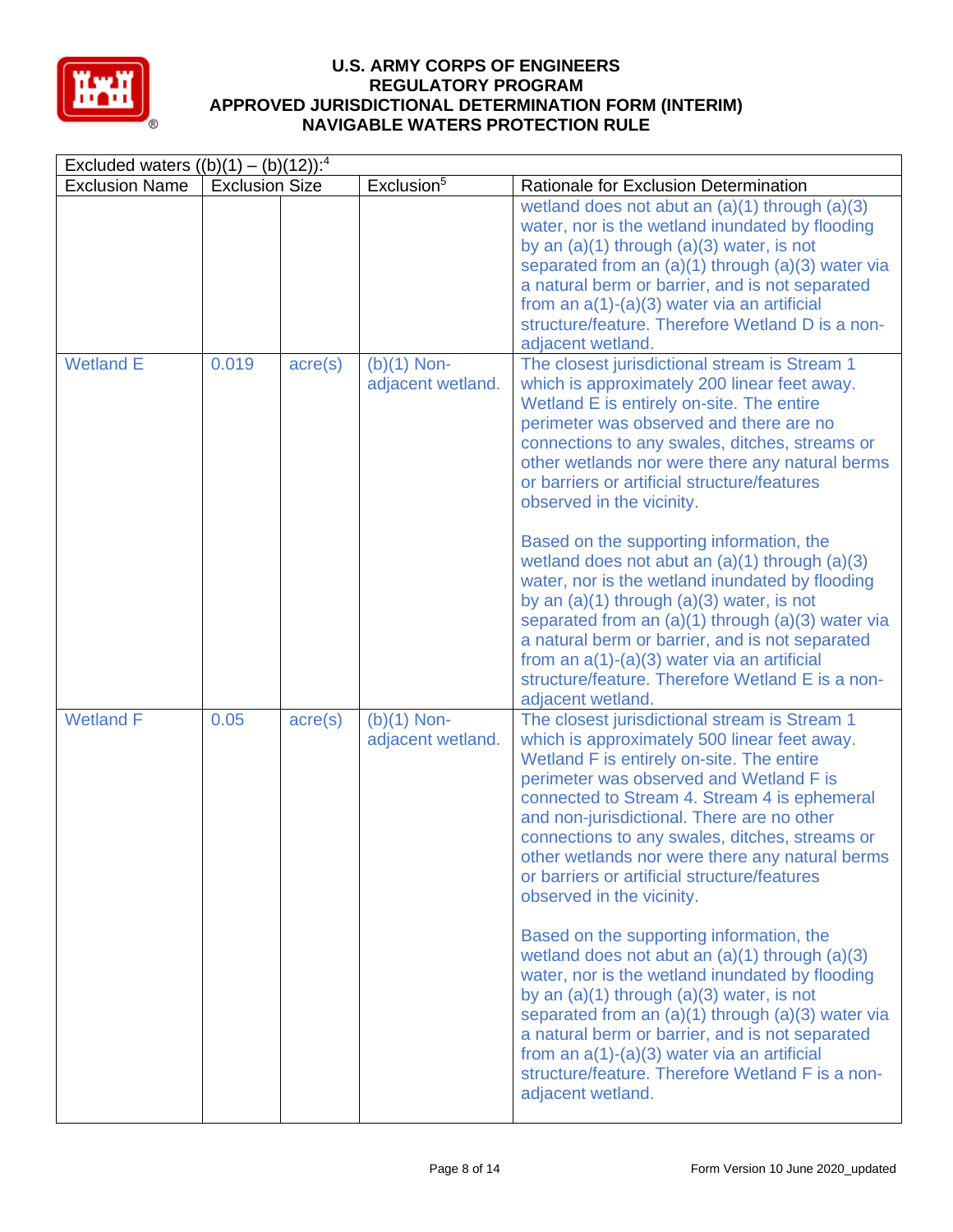# U.S. ARMY CORPS OF ENGINEERS
# REGULATORY PROGRAM
# APPROVED JURISDICTIONAL DETERMINATION FORM (INTERIM)
# NAVIGABLE WATERS PROTECTION RULE

| Excluded waters ((b)(1) – (b)(12)):[4] | | | | |
|---|---|---|---|---|
| Exclusion Name | Exclusion Size | | Exclusion[5] | Rationale for Exclusion Determination |
| | | | | wetland does not abut an (a)(1) through (a)(3) water, nor is the wetland inundated by flooding by an (a)(1) through (a)(3) water, is not separated from an (a)(1) through (a)(3) water via a natural berm or barrier, and is not separated from an a(1)-(a)(3) water via an artificial structure/feature. Therefore Wetland D is a non-adjacent wetland. |
| Wetland E | 0.019 | acre(s) | (b)(1) Non-adjacent wetland. | The closest jurisdictional stream is Stream 1 which is approximately 200 linear feet away. Wetland E is entirely on-site. The entire perimeter was observed and there are no connections to any swales, ditches, streams or other wetlands nor were there any natural berms or barriers or artificial structure/features observed in the vicinity.<br><br>Based on the supporting information, the wetland does not abut an (a)(1) through (a)(3) water, nor is the wetland inundated by flooding by an (a)(1) through (a)(3) water, is not separated from an (a)(1) through (a)(3) water via a natural berm or barrier, and is not separated from an a(1)-(a)(3) water via an artificial structure/feature. Therefore Wetland E is a non-adjacent wetland. |
| Wetland F | 0.05 | acre(s) | (b)(1) Non-adjacent wetland. | The closest jurisdictional stream is Stream 1 which is approximately 500 linear feet away. Wetland F is entirely on-site. The entire perimeter was observed and Wetland F is connected to Stream 4. Stream 4 is ephemeral and non-jurisdictional. There are no other connections to any swales, ditches, streams or other wetlands nor were there any natural berms or barriers or artificial structure/features observed in the vicinity.<br><br>Based on the supporting information, the wetland does not abut an (a)(1) through (a)(3) water, nor is the wetland inundated by flooding by an (a)(1) through (a)(3) water, is not separated from an (a)(1) through (a)(3) water via a natural berm or barrier, and is not separated from an a(1)-(a)(3) water via an artificial structure/feature. Therefore Wetland F is a non-adjacent wetland. |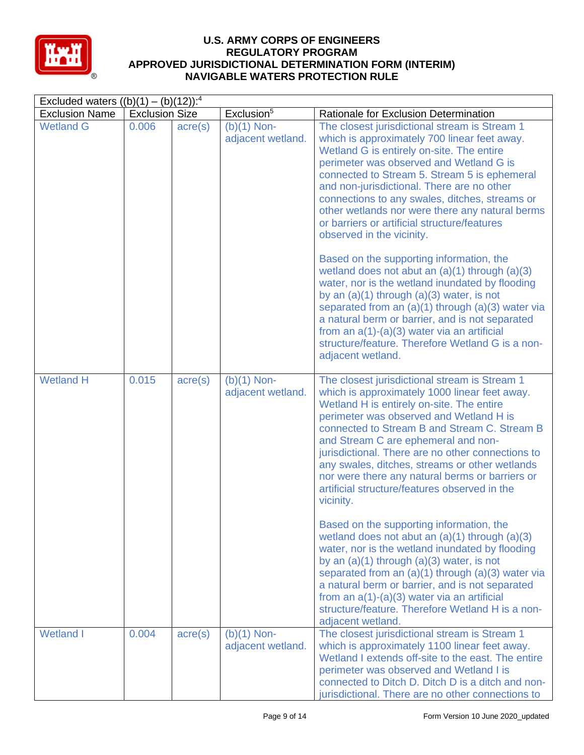# U.S. ARMY CORPS OF ENGINEERS REGULATORY PROGRAM APPROVED JURISDICTIONAL DETERMINATION FORM (INTERIM) NAVIGABLE WATERS PROTECTION RULE

| Excluded waters ((b)(1) – (b)(12)):[4] | | | | |
|---|---|---|---|---|
| Exclusion Name | Exclusion Size | | Exclusion[5] | Rationale for Exclusion Determination |
| Wetland G | 0.006 | acre(s) | (b)(1) Non-adjacent wetland. | The closest jurisdictional stream is Stream 1 which is approximately 700 linear feet away. Wetland G is entirely on-site. The entire perimeter was observed and Wetland G is connected to Stream 5. Stream 5 is ephemeral and non-jurisdictional. There are no other connections to any swales, ditches, streams or other wetlands nor were there any natural berms or barriers or artificial structure/features observed in the vicinity.<br><br>Based on the supporting information, the wetland does not abut an (a)(1) through (a)(3) water, nor is the wetland inundated by flooding by an (a)(1) through (a)(3) water, is not separated from an (a)(1) through (a)(3) water via a natural berm or barrier, and is not separated from an a(1)-(a)(3) water via an artificial structure/feature. Therefore Wetland G is a non-adjacent wetland. |
| Wetland H | 0.015 | acre(s) | (b)(1) Non-adjacent wetland. | The closest jurisdictional stream is Stream 1 which is approximately 1000 linear feet away. Wetland H is entirely on-site. The entire perimeter was observed and Wetland H is connected to Stream B and Stream C. Stream B and Stream C are ephemeral and non-jurisdictional. There are no other connections to any swales, ditches, streams or other wetlands nor were there any natural berms or barriers or artificial structure/features observed in the vicinity.<br><br>Based on the supporting information, the wetland does not abut an (a)(1) through (a)(3) water, nor is the wetland inundated by flooding by an (a)(1) through (a)(3) water, is not separated from an (a)(1) through (a)(3) water via a natural berm or barrier, and is not separated from an a(1)-(a)(3) water via an artificial structure/feature. Therefore Wetland H is a non-adjacent wetland. |
| Wetland I | 0.004 | acre(s) | (b)(1) Non-adjacent wetland. | The closest jurisdictional stream is Stream 1 which is approximately 1100 linear feet away. Wetland I extends off-site to the east. The entire perimeter was observed and Wetland I is connected to Ditch D. Ditch D is a ditch and non-jurisdictional. There are no other connections to |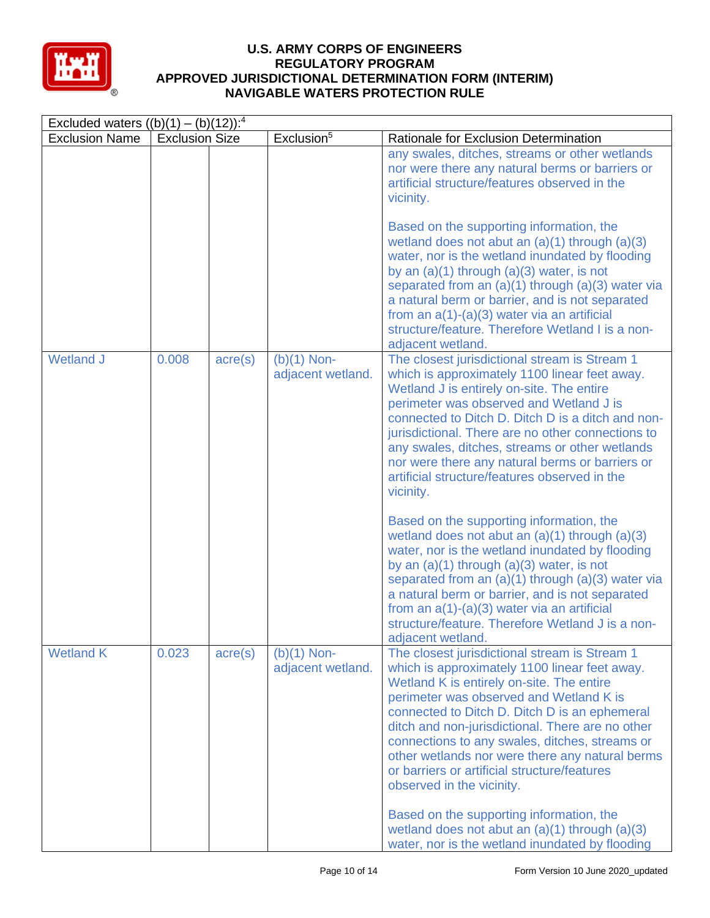| Excluded waters ((b)(1) – (b)(12)):[4] | | | | |
|---|---|---|---|---|
| Exclusion Name | Exclusion Size | | Exclusion[5] | Rationale for Exclusion Determination |
| | | | | any swales, ditches, streams or other wetlands nor were there any natural berms or barriers or artificial structure/features observed in the vicinity.<br><br>Based on the supporting information, the wetland does not abut an (a)(1) through (a)(3) water, nor is the wetland inundated by flooding by an (a)(1) through (a)(3) water, is not separated from an (a)(1) through (a)(3) water via a natural berm or barrier, and is not separated from an a(1)-(a)(3) water via an artificial structure/feature. Therefore Wetland I is a non-adjacent wetland. |
| Wetland J | 0.008 | acre(s) | (b)(1) Non-adjacent wetland. | The closest jurisdictional stream is Stream 1 which is approximately 1100 linear feet away. Wetland J is entirely on-site. The entire perimeter was observed and Wetland J is connected to Ditch D. Ditch D is a ditch and non-jurisdictional. There are no other connections to any swales, ditches, streams or other wetlands nor were there any natural berms or barriers or artificial structure/features observed in the vicinity.<br><br>Based on the supporting information, the wetland does not abut an (a)(1) through (a)(3) water, nor is the wetland inundated by flooding by an (a)(1) through (a)(3) water, is not separated from an (a)(1) through (a)(3) water via a natural berm or barrier, and is not separated from an a(1)-(a)(3) water via an artificial structure/feature. Therefore Wetland J is a non-adjacent wetland. |
| Wetland K | 0.023 | acre(s) | (b)(1) Non-adjacent wetland. | The closest jurisdictional stream is Stream 1 which is approximately 1100 linear feet away. Wetland K is entirely on-site. The entire perimeter was observed and Wetland K is connected to Ditch D. Ditch D is an ephemeral ditch and non-jurisdictional. There are no other connections to any swales, ditches, streams or other wetlands nor were there any natural berms or barriers or artificial structure/features observed in the vicinity.<br><br>Based on the supporting information, the wetland does not abut an (a)(1) through (a)(3) water, nor is the wetland inundated by flooding |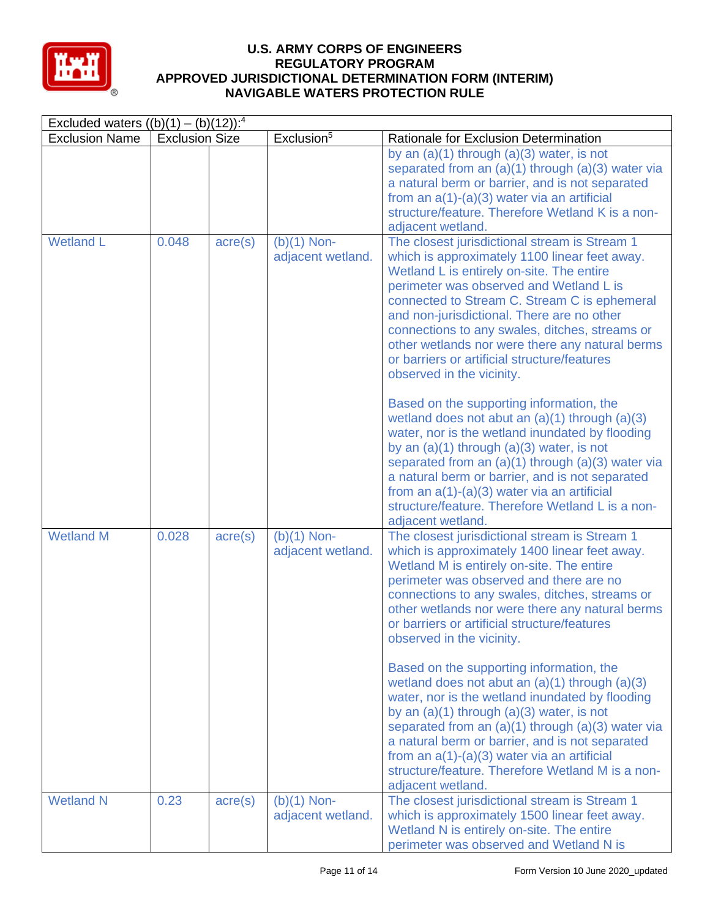# U.S. ARMY CORPS OF ENGINEERS
# REGULATORY PROGRAM
# APPROVED JURISDICTIONAL DETERMINATION FORM (INTERIM)
# NAVIGABLE WATERS PROTECTION RULE

| Excluded waters ((b)(1) – (b)(12)):[4] | | | | |
|---|---|---|---|---|
| Exclusion Name | Exclusion Size | | Exclusion[5] | Rationale for Exclusion Determination |
| | | | | by an (a)(1) through (a)(3) water, is not separated from an (a)(1) through (a)(3) water via a natural berm or barrier, and is not separated from an a(1)-(a)(3) water via an artificial structure/feature. Therefore Wetland K is a non-adjacent wetland. |
| Wetland L | 0.048 | acre(s) | (b)(1) Non-adjacent wetland. | The closest jurisdictional stream is Stream 1 which is approximately 1100 linear feet away. Wetland L is entirely on-site. The entire perimeter was observed and Wetland L is connected to Stream C. Stream C is ephemeral and non-jurisdictional. There are no other connections to any swales, ditches, streams or other wetlands nor were there any natural berms or barriers or artificial structure/features observed in the vicinity.<br><br>Based on the supporting information, the wetland does not abut an (a)(1) through (a)(3) water, nor is the wetland inundated by flooding by an (a)(1) through (a)(3) water, is not separated from an (a)(1) through (a)(3) water via a natural berm or barrier, and is not separated from an a(1)-(a)(3) water via an artificial structure/feature. Therefore Wetland L is a non-adjacent wetland. |
| Wetland M | 0.028 | acre(s) | (b)(1) Non-adjacent wetland. | The closest jurisdictional stream is Stream 1 which is approximately 1400 linear feet away. Wetland M is entirely on-site. The entire perimeter was observed and there are no connections to any swales, ditches, streams or other wetlands nor were there any natural berms or barriers or artificial structure/features observed in the vicinity.<br><br>Based on the supporting information, the wetland does not abut an (a)(1) through (a)(3) water, nor is the wetland inundated by flooding by an (a)(1) through (a)(3) water, is not separated from an (a)(1) through (a)(3) water via a natural berm or barrier, and is not separated from an a(1)-(a)(3) water via an artificial structure/feature. Therefore Wetland M is a non-adjacent wetland. |
| Wetland N | 0.23 | acre(s) | (b)(1) Non-adjacent wetland. | The closest jurisdictional stream is Stream 1 which is approximately 1500 linear feet away. Wetland N is entirely on-site. The entire perimeter was observed and Wetland N is |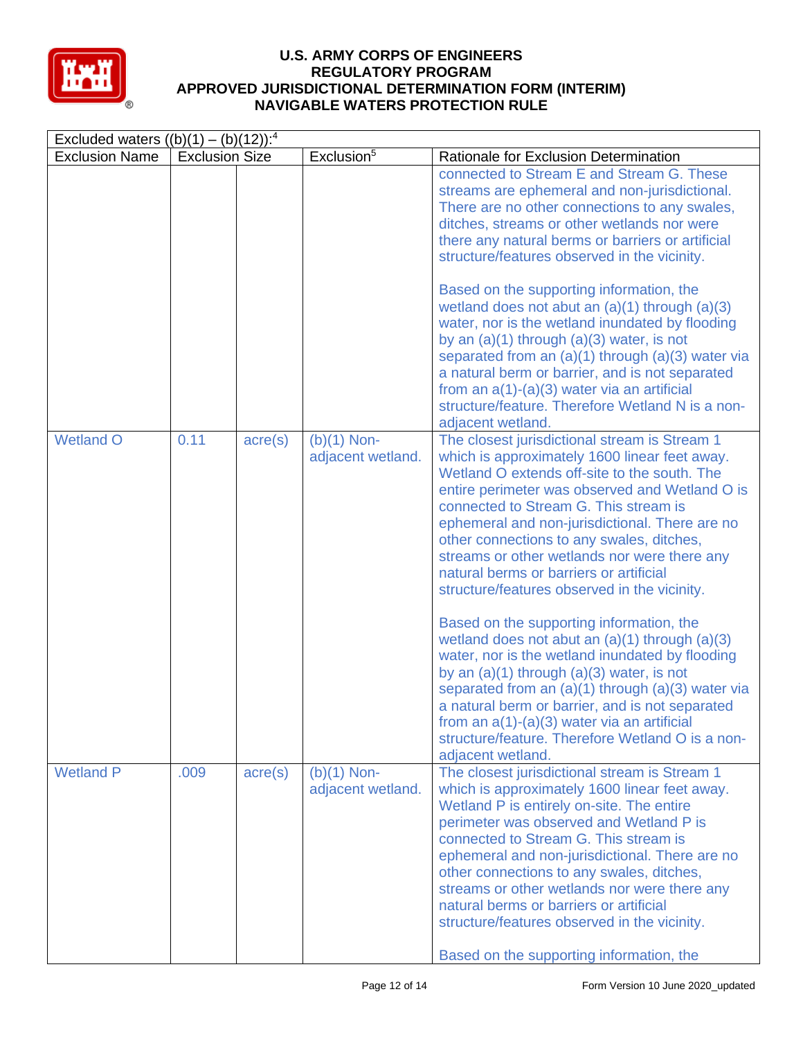Excluded waters ((b)(1) – (b)(12)):[4]

| Exclusion Name | Exclusion Size | | Exclusion[5] | Rationale for Exclusion Determination |
|---|---|---|---|---|
| | | | | connected to Stream E and Stream G. These streams are ephemeral and non-jurisdictional. There are no other connections to any swales, ditches, streams or other wetlands nor were there any natural berms or barriers or artificial structure/features observed in the vicinity.<br><br>Based on the supporting information, the wetland does not abut an (a)(1) through (a)(3) water, nor is the wetland inundated by flooding by an (a)(1) through (a)(3) water, is not separated from an (a)(1) through (a)(3) water via a natural berm or barrier, and is not separated from an a(1)-(a)(3) water via an artificial structure/feature. Therefore Wetland N is a non-adjacent wetland. |
| Wetland O | 0.11 | acre(s) | (b)(1) Non-adjacent wetland. | The closest jurisdictional stream is Stream 1 which is approximately 1600 linear feet away. Wetland O extends off-site to the south. The entire perimeter was observed and Wetland O is connected to Stream G. This stream is ephemeral and non-jurisdictional. There are no other connections to any swales, ditches, streams or other wetlands nor were there any natural berms or barriers or artificial structure/features observed in the vicinity.<br><br>Based on the supporting information, the wetland does not abut an (a)(1) through (a)(3) water, nor is the wetland inundated by flooding by an (a)(1) through (a)(3) water, is not separated from an (a)(1) through (a)(3) water via a natural berm or barrier, and is not separated from an a(1)-(a)(3) water via an artificial structure/feature. Therefore Wetland O is a non-adjacent wetland. |
| Wetland P | .009 | acre(s) | (b)(1) Non-adjacent wetland. | The closest jurisdictional stream is Stream 1 which is approximately 1600 linear feet away. Wetland P is entirely on-site. The entire perimeter was observed and Wetland P is connected to Stream G. This stream is ephemeral and non-jurisdictional. There are no other connections to any swales, ditches, streams or other wetlands nor were there any natural berms or barriers or artificial structure/features observed in the vicinity.<br><br>Based on the supporting information, the |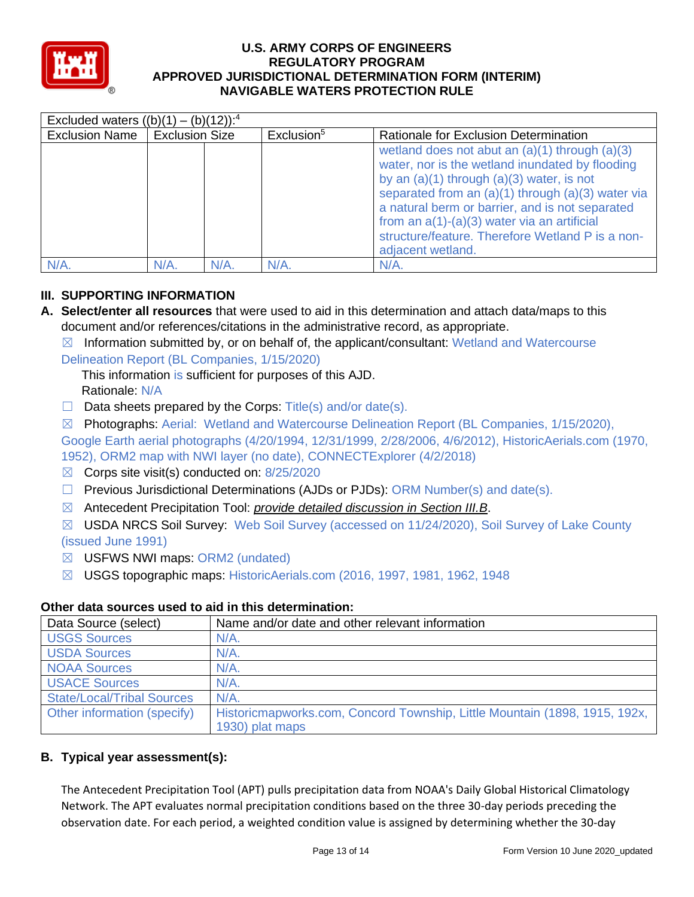| Excluded waters ((b)(1) – (b)(12)):[4] | | | | |
|---|---|---|---|---|
| Exclusion Name | Exclusion Size | | Exclusion[5] | Rationale for Exclusion Determination |
| | | | | wetland does not abut an (a)(1) through (a)(3) water, nor is the wetland inundated by flooding by an (a)(1) through (a)(3) water, is not separated from an (a)(1) through (a)(3) water via a natural berm or barrier, and is not separated from an a(1)-(a)(3) water via an artificial structure/feature. Therefore Wetland P is a non-adjacent wetland. |
| N/A. | N/A. | N/A. | N/A. | N/A. |

## III. SUPPORTING INFORMATION

**A. Select/enter all resources** that were used to aid in this determination and attach data/maps to this document and/or references/citations in the administrative record, as appropriate.

☒ Information submitted by, or on behalf of, the applicant/consultant: Wetland and Watercourse Delineation Report (BL Companies, 1/15/2020)

This information is sufficient for purposes of this AJD.
Rationale: N/A

☐ Data sheets prepared by the Corps: Title(s) and/or date(s).

☒ Photographs: Aerial: Wetland and Watercourse Delineation Report (BL Companies, 1/15/2020), Google Earth aerial photographs (4/20/1994, 12/31/1999, 2/28/2006, 4/6/2012), HistoricAerials.com (1970, 1952), ORM2 map with NWI layer (no date), CONNECTExplorer (4/2/2018)

☒ Corps site visit(s) conducted on: 8/25/2020

☐ Previous Jurisdictional Determinations (AJDs or PJDs): ORM Number(s) and date(s).

☒ Antecedent Precipitation Tool: *provide detailed discussion in Section III.B*.

☒ USDA NRCS Soil Survey: Web Soil Survey (accessed on 11/24/2020), Soil Survey of Lake County (issued June 1991)

☒ USFWS NWI maps: ORM2 (undated)

☒ USGS topographic maps: HistoricAerials.com (2016, 1997, 1981, 1962, 1948

### Other data sources used to aid in this determination:

| Data Source (select) | Name and/or date and other relevant information |
|---|---|
| USGS Sources | N/A. |
| USDA Sources | N/A. |
| NOAA Sources | N/A. |
| USACE Sources | N/A. |
| State/Local/Tribal Sources | N/A. |
| Other information (specify) | Historicmapworks.com, Concord Township, Little Mountain (1898, 1915, 192x, 1930) plat maps |

**B. Typical year assessment(s):**

The Antecedent Precipitation Tool (APT) pulls precipitation data from NOAA's Daily Global Historical Climatology Network. The APT evaluates normal precipitation conditions based on the three 30-day periods preceding the observation date. For each period, a weighted condition value is assigned by determining whether the 30-day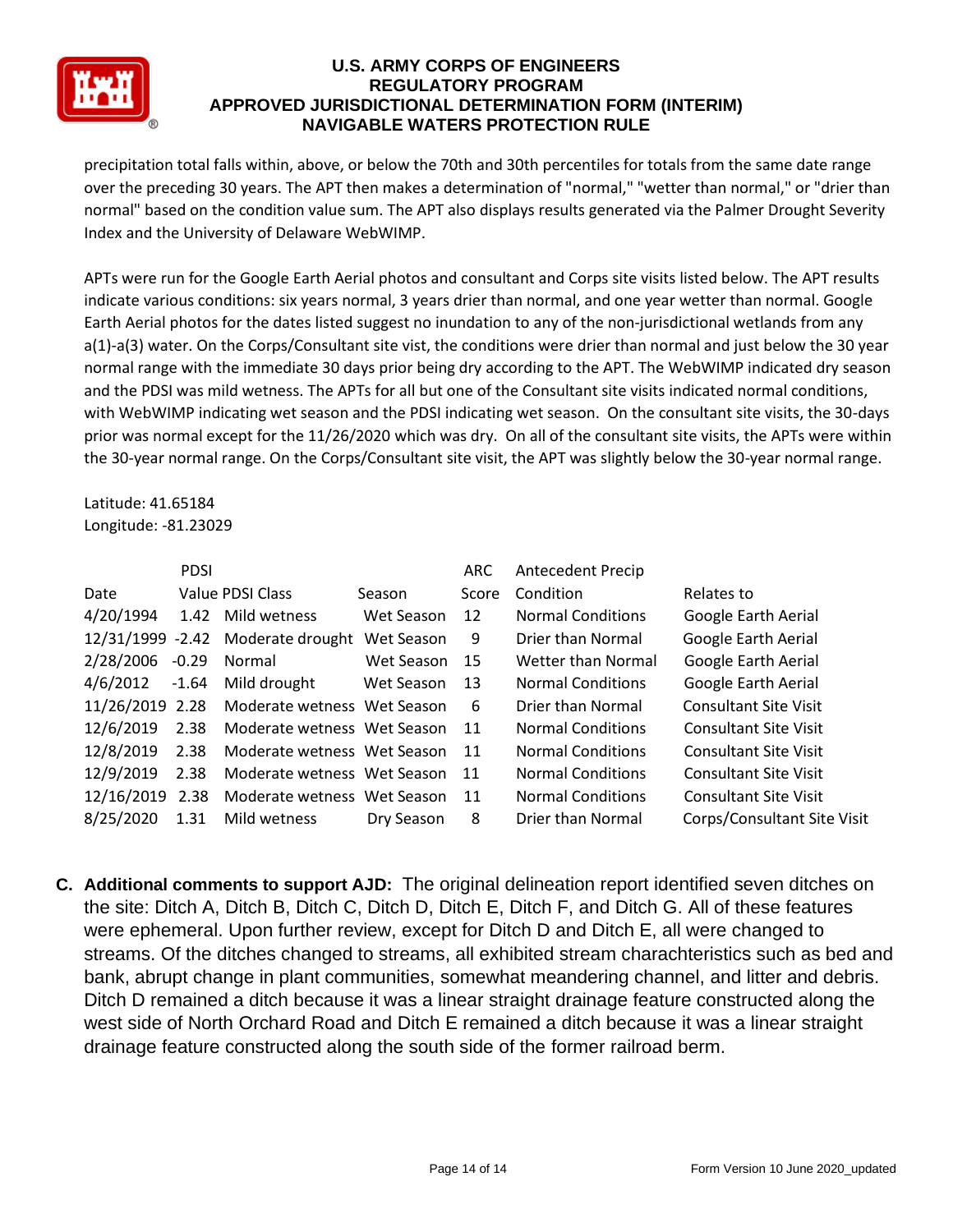precipitation total falls within, above, or below the 70th and 30th percentiles for totals from the same date range over the preceding 30 years. The APT then makes a determination of "normal," "wetter than normal," or "drier than normal" based on the condition value sum. The APT also displays results generated via the Palmer Drought Severity Index and the University of Delaware WebWIMP.

APTs were run for the Google Earth Aerial photos and consultant and Corps site visits listed below. The APT results indicate various conditions: six years normal, 3 years drier than normal, and one year wetter than normal. Google Earth Aerial photos for the dates listed suggest no inundation to any of the non-jurisdictional wetlands from any a(1)-a(3) water. On the Corps/Consultant site vist, the conditions were drier than normal and just below the 30 year normal range with the immediate 30 days prior being dry according to the APT. The WebWIMP indicated dry season and the PDSI was mild wetness. The APTs for all but one of the Consultant site visits indicated normal conditions, with WebWIMP indicating wet season and the PDSI indicating wet season. On the consultant site visits, the 30-days prior was normal except for the 11/26/2020 which was dry. On all of the consultant site visits, the APTs were within the 30-year normal range. On the Corps/Consultant site visit, the APT was slightly below the 30-year normal range.

Latitude: 41.65184
Longitude: -81.23029

| Date | PDSI Value | PDSI Class | Season | ARC Score | Antecedent Precip Condition | Relates to |
|---|---|---|---|---|---|---|
| 4/20/1994 | 1.42 | Mild wetness | Wet Season | 12 | Normal Conditions | Google Earth Aerial |
| 12/31/1999 | -2.42 | Moderate drought | Wet Season | 9 | Drier than Normal | Google Earth Aerial |
| 2/28/2006 | -0.29 | Normal | Wet Season | 15 | Wetter than Normal | Google Earth Aerial |
| 4/6/2012 | -1.64 | Mild drought | Wet Season | 13 | Normal Conditions | Google Earth Aerial |
| 11/26/2019 | 2.28 | Moderate wetness | Wet Season | 6 | Drier than Normal | Consultant Site Visit |
| 12/6/2019 | 2.38 | Moderate wetness | Wet Season | 11 | Normal Conditions | Consultant Site Visit |
| 12/8/2019 | 2.38 | Moderate wetness | Wet Season | 11 | Normal Conditions | Consultant Site Visit |
| 12/9/2019 | 2.38 | Moderate wetness | Wet Season | 11 | Normal Conditions | Consultant Site Visit |
| 12/16/2019 | 2.38 | Moderate wetness | Wet Season | 11 | Normal Conditions | Consultant Site Visit |
| 8/25/2020 | 1.31 | Mild wetness | Dry Season | 8 | Drier than Normal | Corps/Consultant Site Visit |

**C. Additional comments to support AJD:** The original delineation report identified seven ditches on the site: Ditch A, Ditch B, Ditch C, Ditch D, Ditch E, Ditch F, and Ditch G. All of these features were ephemeral. Upon further review, except for Ditch D and Ditch E, all were changed to streams. Of the ditches changed to streams, all exhibited stream charachteristics such as bed and bank, abrupt change in plant communities, somewhat meandering channel, and litter and debris. Ditch D remained a ditch because it was a linear straight drainage feature constructed along the west side of North Orchard Road and Ditch E remained a ditch because it was a linear straight drainage feature constructed along the south side of the former railroad berm.